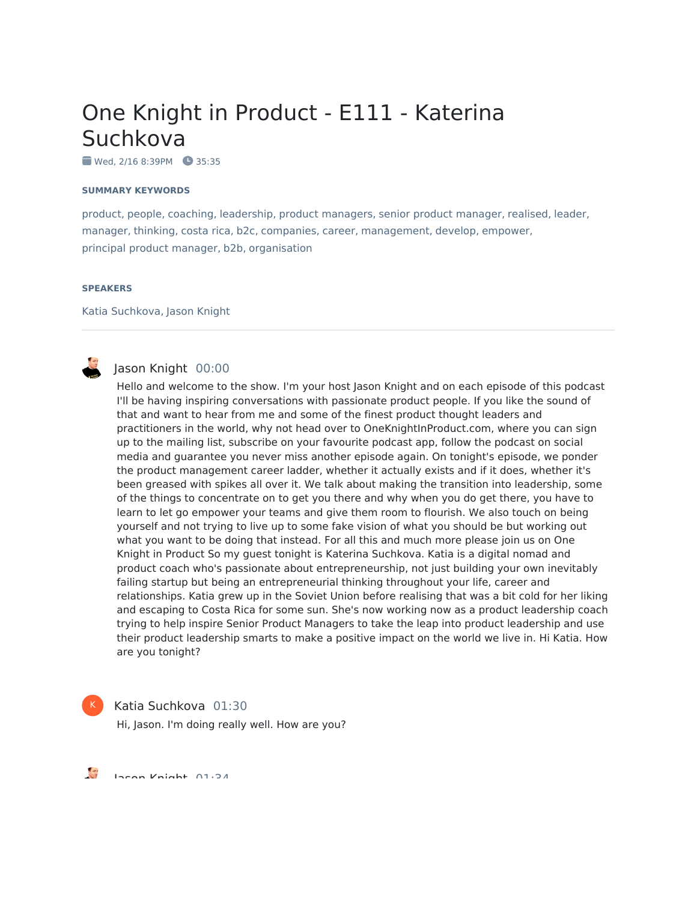# One Knight in Product - E111 - Katerina Suchkova

Wed, 2/16 8:39PM   35:35

### SUMMARY KEYWORDS

product, people, coaching, leadership, product managers, senior product manager, realised, leader, manager, thinking, costa rica, b2c, companies, career, management, develop, empower, principal product manager, b2b, organisation

### SPEAKERS

Katia Suchkova, Jason Knight

---

**Jason Knight** 00:00

Hello and welcome to the show. I'm your host Jason Knight and on each episode of this podcast I'll be having inspiring conversations with passionate product people. If you like the sound of that and want to hear from me and some of the finest product thought leaders and practitioners in the world, why not head over to OneKnightInProduct.com, where you can sign up to the mailing list, subscribe on your favourite podcast app, follow the podcast on social media and guarantee you never miss another episode again. On tonight's episode, we ponder the product management career ladder, whether it actually exists and if it does, whether it's been greased with spikes all over it. We talk about making the transition into leadership, some of the things to concentrate on to get you there and why when you do get there, you have to learn to let go empower your teams and give them room to flourish. We also touch on being yourself and not trying to live up to some fake vision of what you should be but working out what you want to be doing that instead. For all this and much more please join us on One Knight in Product So my guest tonight is Katerina Suchkova. Katia is a digital nomad and product coach who's passionate about entrepreneurship, not just building your own inevitably failing startup but being an entrepreneurial thinking throughout your life, career and relationships. Katia grew up in the Soviet Union before realising that was a bit cold for her liking and escaping to Costa Rica for some sun. She's now working now as a product leadership coach trying to help inspire Senior Product Managers to take the leap into product leadership and use their product leadership smarts to make a positive impact on the world we live in. Hi Katia. How are you tonight?

**Katia Suchkova** 01:30

Hi, Jason. I'm doing really well. How are you?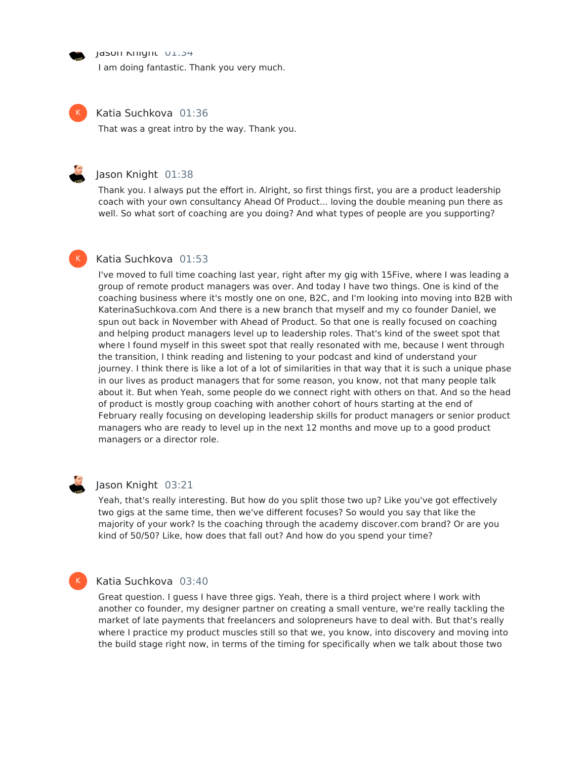**Jason Knight** 01:34

I am doing fantastic. Thank you very much.

**Katia Suchkova** 01:36

That was a great intro by the way. Thank you.

**Jason Knight** 01:38

Thank you. I always put the effort in. Alright, so first things first, you are a product leadership coach with your own consultancy Ahead Of Product... loving the double meaning pun there as well. So what sort of coaching are you doing? And what types of people are you supporting?

**Katia Suchkova** 01:53

I've moved to full time coaching last year, right after my gig with 15Five, where I was leading a group of remote product managers was over. And today I have two things. One is kind of the coaching business where it's mostly one on one, B2C, and I'm looking into moving into B2B with KaterinaSuchkova.com And there is a new branch that myself and my co founder Daniel, we spun out back in November with Ahead of Product. So that one is really focused on coaching and helping product managers level up to leadership roles. That's kind of the sweet spot that where I found myself in this sweet spot that really resonated with me, because I went through the transition, I think reading and listening to your podcast and kind of understand your journey. I think there is like a lot of a lot of similarities in that way that it is such a unique phase in our lives as product managers that for some reason, you know, not that many people talk about it. But when Yeah, some people do we connect right with others on that. And so the head of product is mostly group coaching with another cohort of hours starting at the end of February really focusing on developing leadership skills for product managers or senior product managers who are ready to level up in the next 12 months and move up to a good product managers or a director role.

**Jason Knight** 03:21

Yeah, that's really interesting. But how do you split those two up? Like you've got effectively two gigs at the same time, then we've different focuses? So would you say that like the majority of your work? Is the coaching through the academy discover.com brand? Or are you kind of 50/50? Like, how does that fall out? And how do you spend your time?

**Katia Suchkova** 03:40

Great question. I guess I have three gigs. Yeah, there is a third project where I work with another co founder, my designer partner on creating a small venture, we're really tackling the market of late payments that freelancers and solopreneurs have to deal with. But that's really where I practice my product muscles still so that we, you know, into discovery and moving into the build stage right now, in terms of the timing for specifically when we talk about those two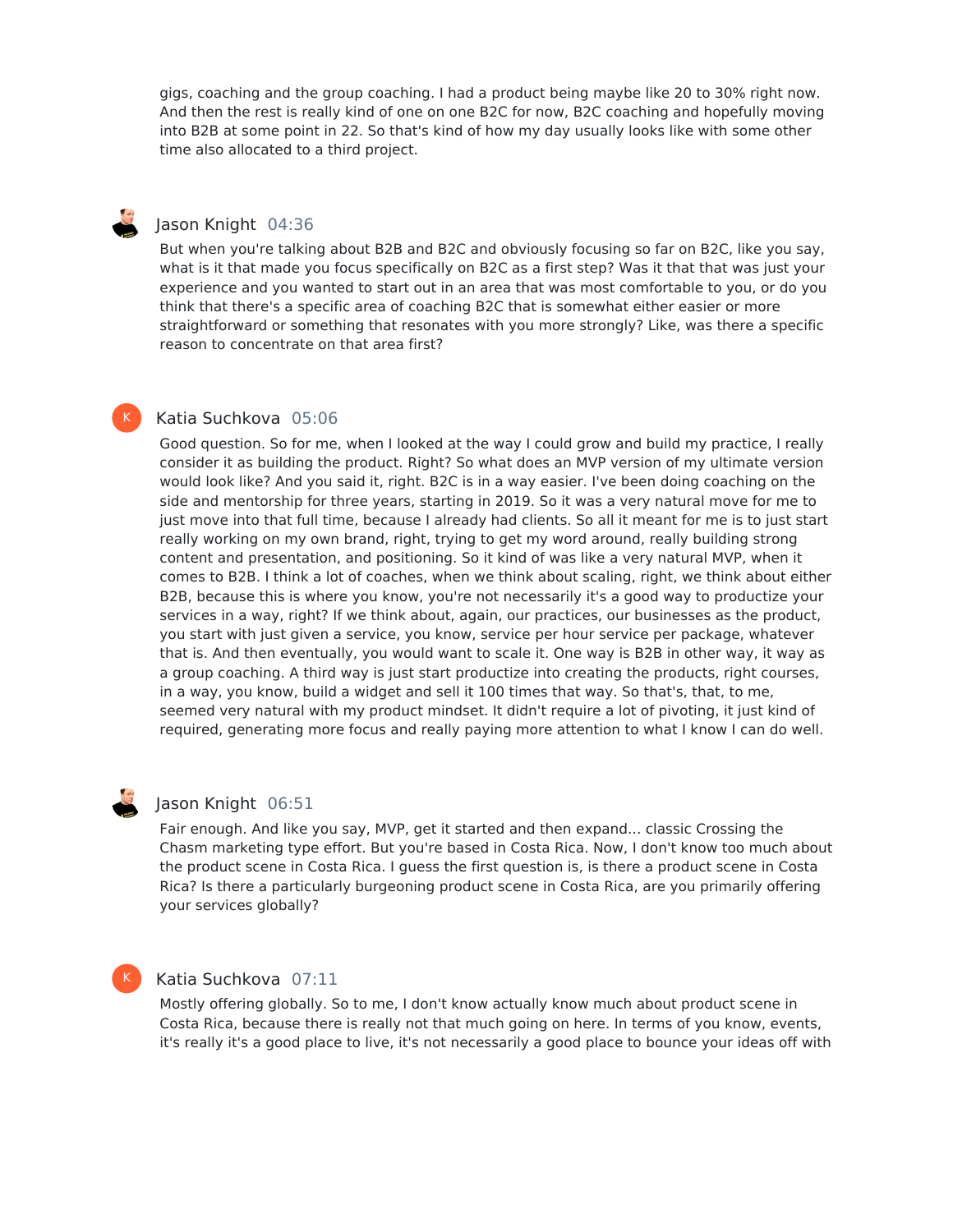gigs, coaching and the group coaching. I had a product being maybe like 20 to 30% right now. And then the rest is really kind of one on one B2C for now, B2C coaching and hopefully moving into B2B at some point in 22. So that's kind of how my day usually looks like with some other time also allocated to a third project.

**Jason Knight** 04:36

But when you're talking about B2B and B2C and obviously focusing so far on B2C, like you say, what is it that made you focus specifically on B2C as a first step? Was it that that was just your experience and you wanted to start out in an area that was most comfortable to you, or do you think that there's a specific area of coaching B2C that is somewhat either easier or more straightforward or something that resonates with you more strongly? Like, was there a specific reason to concentrate on that area first?

**Katia Suchkova** 05:06

Good question. So for me, when I looked at the way I could grow and build my practice, I really consider it as building the product. Right? So what does an MVP version of my ultimate version would look like? And you said it, right. B2C is in a way easier. I've been doing coaching on the side and mentorship for three years, starting in 2019. So it was a very natural move for me to just move into that full time, because I already had clients. So all it meant for me is to just start really working on my own brand, right, trying to get my word around, really building strong content and presentation, and positioning. So it kind of was like a very natural MVP, when it comes to B2B. I think a lot of coaches, when we think about scaling, right, we think about either B2B, because this is where you know, you're not necessarily it's a good way to productize your services in a way, right? If we think about, again, our practices, our businesses as the product, you start with just given a service, you know, service per hour service per package, whatever that is. And then eventually, you would want to scale it. One way is B2B in other way, it way as a group coaching. A third way is just start productize into creating the products, right courses, in a way, you know, build a widget and sell it 100 times that way. So that's, that, to me, seemed very natural with my product mindset. It didn't require a lot of pivoting, it just kind of required, generating more focus and really paying more attention to what I know I can do well.

**Jason Knight** 06:51

Fair enough. And like you say, MVP, get it started and then expand... classic Crossing the Chasm marketing type effort. But you're based in Costa Rica. Now, I don't know too much about the product scene in Costa Rica. I guess the first question is, is there a product scene in Costa Rica? Is there a particularly burgeoning product scene in Costa Rica, are you primarily offering your services globally?

**Katia Suchkova** 07:11

Mostly offering globally. So to me, I don't know actually know much about product scene in Costa Rica, because there is really not that much going on here. In terms of you know, events, it's really it's a good place to live, it's not necessarily a good place to bounce your ideas off with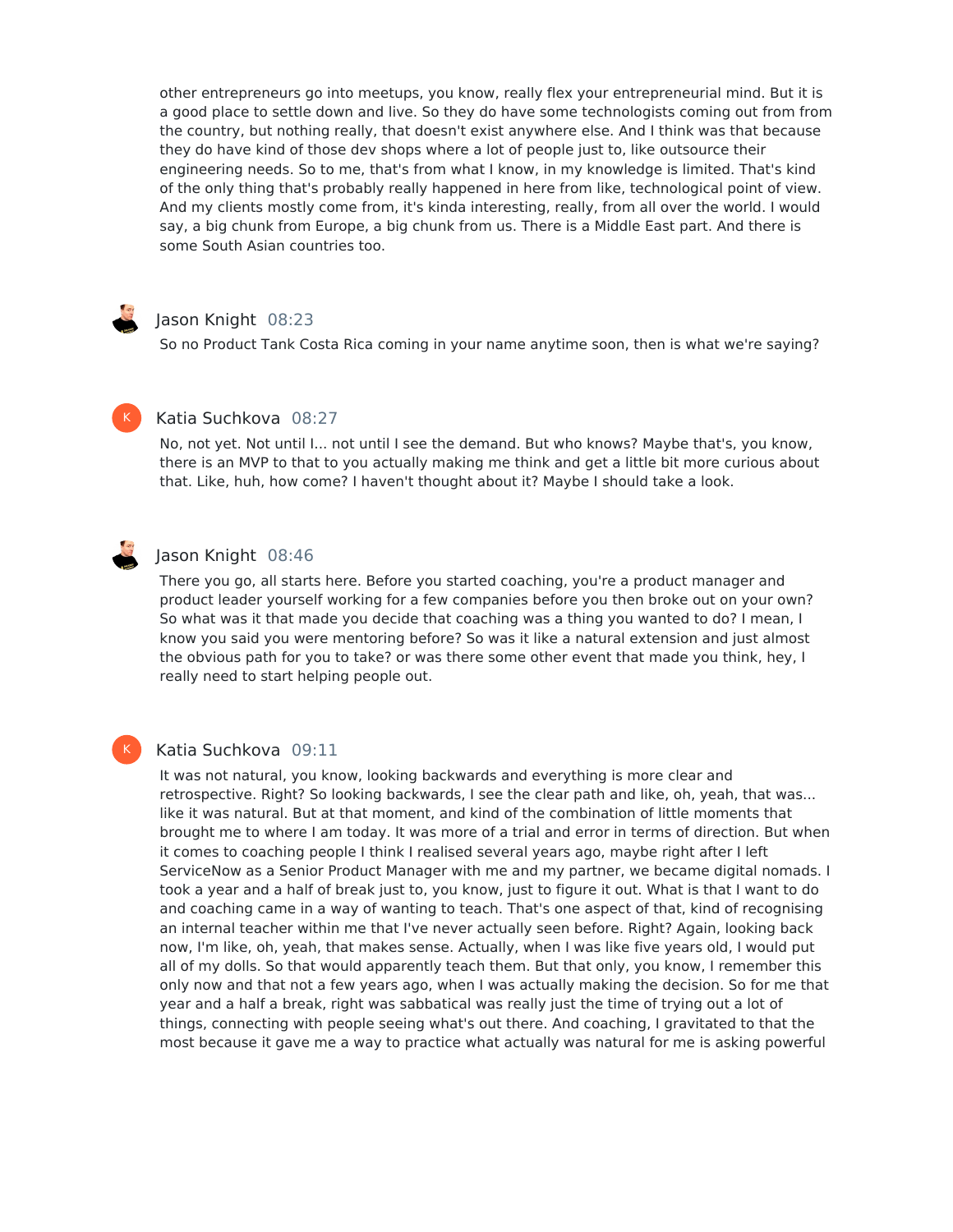other entrepreneurs go into meetups, you know, really flex your entrepreneurial mind. But it is a good place to settle down and live. So they do have some technologists coming out from from the country, but nothing really, that doesn't exist anywhere else. And I think was that because they do have kind of those dev shops where a lot of people just to, like outsource their engineering needs. So to me, that's from what I know, in my knowledge is limited. That's kind of the only thing that's probably really happened in here from like, technological point of view. And my clients mostly come from, it's kinda interesting, really, from all over the world. I would say, a big chunk from Europe, a big chunk from us. There is a Middle East part. And there is some South Asian countries too.

**Jason Knight** 08:23

So no Product Tank Costa Rica coming in your name anytime soon, then is what we're saying?

**Katia Suchkova** 08:27

No, not yet. Not until I... not until I see the demand. But who knows? Maybe that's, you know, there is an MVP to that to you actually making me think and get a little bit more curious about that. Like, huh, how come? I haven't thought about it? Maybe I should take a look.

**Jason Knight** 08:46

There you go, all starts here. Before you started coaching, you're a product manager and product leader yourself working for a few companies before you then broke out on your own? So what was it that made you decide that coaching was a thing you wanted to do? I mean, I know you said you were mentoring before? So was it like a natural extension and just almost the obvious path for you to take? or was there some other event that made you think, hey, I really need to start helping people out.

**Katia Suchkova** 09:11

It was not natural, you know, looking backwards and everything is more clear and retrospective. Right? So looking backwards, I see the clear path and like, oh, yeah, that was... like it was natural. But at that moment, and kind of the combination of little moments that brought me to where I am today. It was more of a trial and error in terms of direction. But when it comes to coaching people I think I realised several years ago, maybe right after I left ServiceNow as a Senior Product Manager with me and my partner, we became digital nomads. I took a year and a half of break just to, you know, just to figure it out. What is that I want to do and coaching came in a way of wanting to teach. That's one aspect of that, kind of recognising an internal teacher within me that I've never actually seen before. Right? Again, looking back now, I'm like, oh, yeah, that makes sense. Actually, when I was like five years old, I would put all of my dolls. So that would apparently teach them. But that only, you know, I remember this only now and that not a few years ago, when I was actually making the decision. So for me that year and a half break, right was sabbatical was really just the time of trying out a lot of things, connecting with people seeing what's out there. And coaching, I gravitated to that the most because it gave me a way to practice what actually was natural for me is asking powerful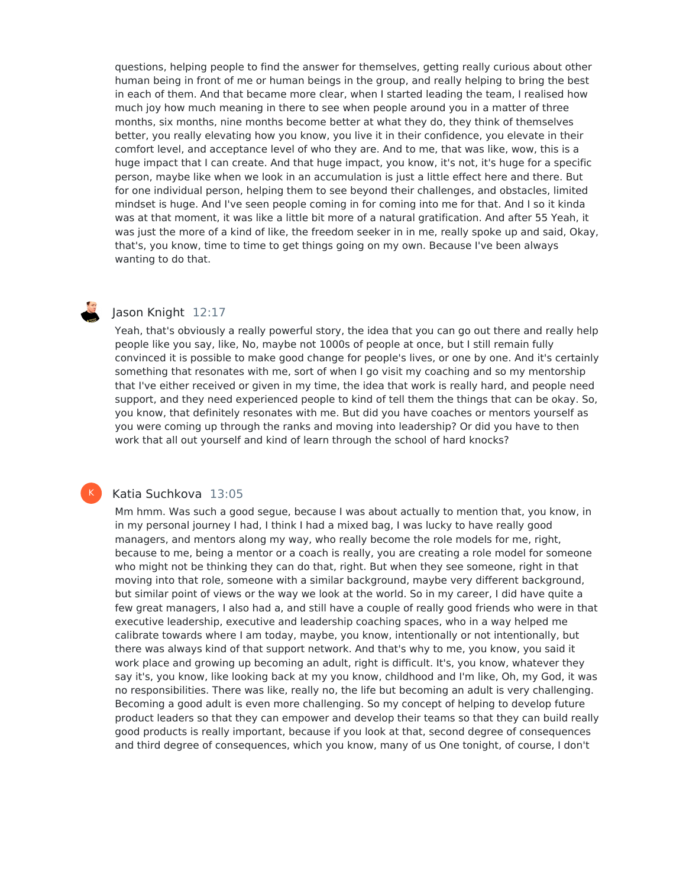questions, helping people to find the answer for themselves, getting really curious about other human being in front of me or human beings in the group, and really helping to bring the best in each of them. And that became more clear, when I started leading the team, I realised how much joy how much meaning in there to see when people around you in a matter of three months, six months, nine months become better at what they do, they think of themselves better, you really elevating how you know, you live it in their confidence, you elevate in their comfort level, and acceptance level of who they are. And to me, that was like, wow, this is a huge impact that I can create. And that huge impact, you know, it's not, it's huge for a specific person, maybe like when we look in an accumulation is just a little effect here and there. But for one individual person, helping them to see beyond their challenges, and obstacles, limited mindset is huge. And I've seen people coming in for coming into me for that. And I so it kinda was at that moment, it was like a little bit more of a natural gratification. And after 55 Yeah, it was just the more of a kind of like, the freedom seeker in in me, really spoke up and said, Okay, that's, you know, time to time to get things going on my own. Because I've been always wanting to do that.

**Jason Knight** 12:17

Yeah, that's obviously a really powerful story, the idea that you can go out there and really help people like you say, like, No, maybe not 1000s of people at once, but I still remain fully convinced it is possible to make good change for people's lives, or one by one. And it's certainly something that resonates with me, sort of when I go visit my coaching and so my mentorship that I've either received or given in my time, the idea that work is really hard, and people need support, and they need experienced people to kind of tell them the things that can be okay. So, you know, that definitely resonates with me. But did you have coaches or mentors yourself as you were coming up through the ranks and moving into leadership? Or did you have to then work that all out yourself and kind of learn through the school of hard knocks?

**Katia Suchkova** 13:05

Mm hmm. Was such a good segue, because I was about actually to mention that, you know, in in my personal journey I had, I think I had a mixed bag, I was lucky to have really good managers, and mentors along my way, who really become the role models for me, right, because to me, being a mentor or a coach is really, you are creating a role model for someone who might not be thinking they can do that, right. But when they see someone, right in that moving into that role, someone with a similar background, maybe very different background, but similar point of views or the way we look at the world. So in my career, I did have quite a few great managers, I also had a, and still have a couple of really good friends who were in that executive leadership, executive and leadership coaching spaces, who in a way helped me calibrate towards where I am today, maybe, you know, intentionally or not intentionally, but there was always kind of of that support network. And that's why to me, you know, you said it work place and growing up becoming an adult, right is difficult. It's, you know, whatever they say it's, you know, like looking back at my you know, childhood and I'm like, Oh, my God, it was no responsibilities. There was like, really no, the life but becoming an adult is very challenging. Becoming a good adult is even more challenging. So my concept of helping to develop future product leaders so that they can empower and develop their teams so that they can build really good products is really important, because if you look at that, second degree of consequences and third degree of consequences, which you know, many of us One tonight, of course, I don't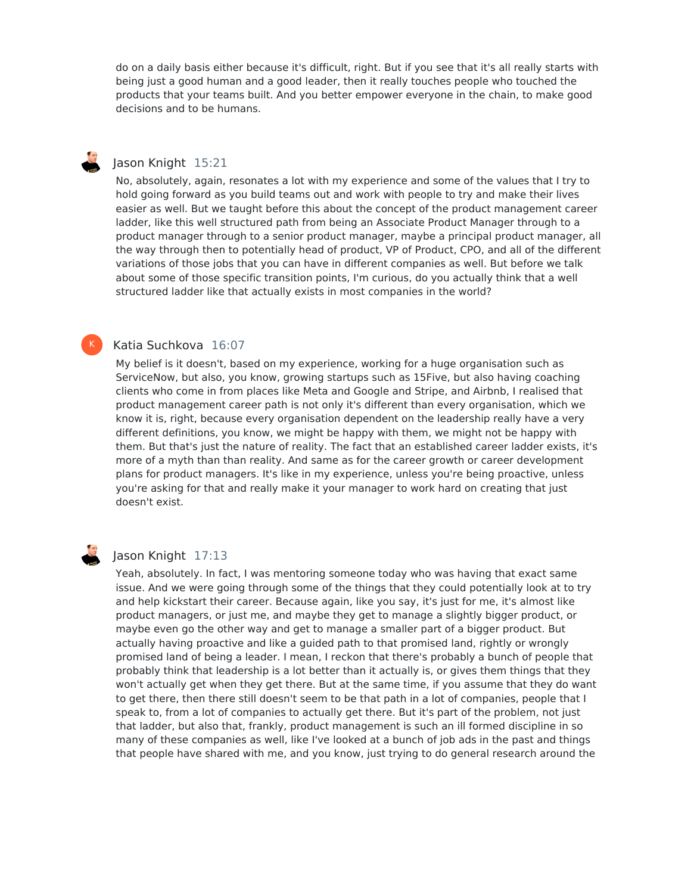do on a daily basis either because it's difficult, right. But if you see that it's all really starts with being just a good human and a good leader, then it really touches people who touched the products that your teams built. And you better empower everyone in the chain, to make good decisions and to be humans.

**Jason Knight** 15:21

No, absolutely, again, resonates a lot with my experience and some of the values that I try to hold going forward as you build teams out and work with people to try and make their lives easier as well. But we taught before this about the concept of the product management career ladder, like this well structured path from being an Associate Product Manager through to a product manager through to a senior product manager, maybe a principal product manager, all the way through then to potentially head of product, VP of Product, CPO, and all of the different variations of those jobs that you can have in different companies as well. But before we talk about some of those specific transition points, I'm curious, do you actually think that a well structured ladder like that actually exists in most companies in the world?

**Katia Suchkova** 16:07

My belief is it doesn't, based on my experience, working for a huge organisation such as ServiceNow, but also, you know, growing startups such as 15Five, but also having coaching clients who come in from places like Meta and Google and Stripe, and Airbnb, I realised that product management career path is not only it's different than every organisation, which we know it is, right, because every organisation dependent on the leadership really have a very different definitions, you know, we might be happy with them, we might not be happy with them. But that's just the nature of reality. The fact that an established career ladder exists, it's more of a myth than than reality. And same as for the career growth or career development plans for product managers. It's like in my experience, unless you're being proactive, unless you're asking for that and really make it your manager to work hard on creating that just doesn't exist.

**Jason Knight** 17:13

Yeah, absolutely. In fact, I was mentoring someone today who was having that exact same issue. And we were going through some of the things that they could potentially look at to try and help kickstart their career. Because again, like you say, it's just for me, it's almost like product managers, or just me, and maybe they get to manage a slightly bigger product, or maybe even go the other way and get to manage a smaller part of a bigger product. But actually having proactive and like a guided path to that promised land, rightly or wrongly promised land of being a leader. I mean, I reckon that there's probably a bunch of people that probably think that leadership is a lot better than it actually is, or gives them things that they won't actually get when they get there. But at the same time, if you assume that they do want to get there, then there still doesn't seem to be that path in a lot of companies, people that I speak to, from a lot of companies to actually get there. But it's part of the problem, not just that ladder, but also that, frankly, product management is such an ill formed discipline in so many of these companies as well, like I've looked at a bunch of job ads in the past and things that people have shared with me, and you know, just trying to do general research around the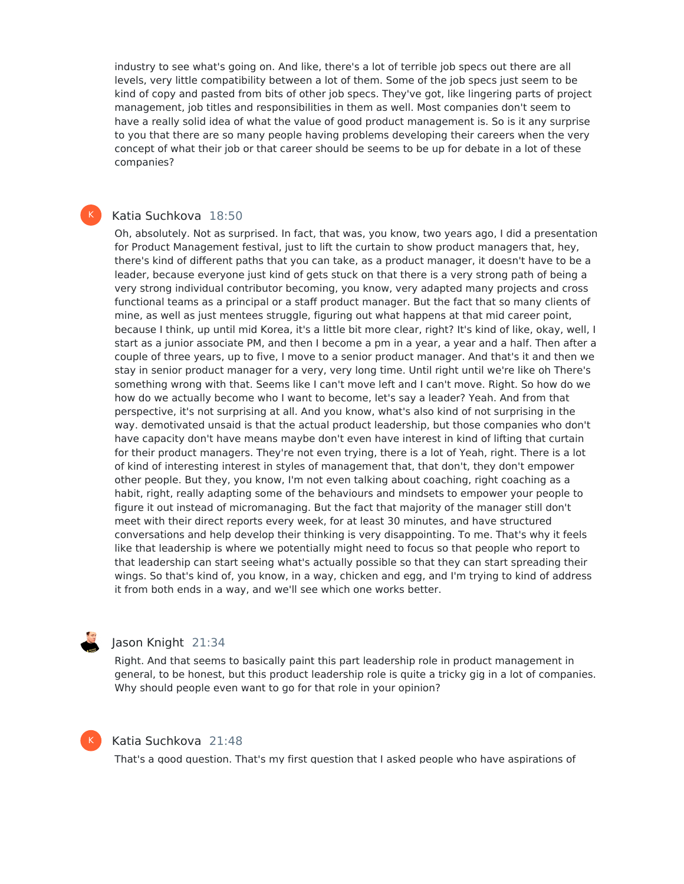industry to see what's going on. And like, there's a lot of terrible job specs out there are all levels, very little compatibility between a lot of them. Some of the job specs just seem to be kind of copy and pasted from bits of other job specs. They've got, like lingering parts of project management, job titles and responsibilities in them as well. Most companies don't seem to have a really solid idea of what the value of good product management is. So is it any surprise to you that there are so many people having problems developing their careers when the very concept of what their job or that career should be seems to be up for debate in a lot of these companies?

**Katia Suchkova** 18:50

Oh, absolutely. Not as surprised. In fact, that was, you know, two years ago, I did a presentation for Product Management festival, just to lift the curtain to show product managers that, hey, there's kind of different paths that you can take, as a product manager, it doesn't have to be a leader, because everyone just kind of gets stuck on that there is a very strong path of being a very strong individual contributor becoming, you know, very adapted many projects and cross functional teams as a principal or a staff product manager. But the fact that so many clients of mine, as well as just mentees struggle, figuring out what happens at that mid career point, because I think, up until mid Korea, it's a little bit more clear, right? It's kind of like, okay, well, I start as a junior associate PM, and then I become a pm in a year, a year and a half. Then after a couple of three years, up to five, I move to a senior product manager. And that's it and then we stay in senior product manager for a very, very long time. Until right until we're like oh There's something wrong with that. Seems like I can't move left and I can't move. Right. So how do we how do we actually become who I want to become, let's say a leader? Yeah. And from that perspective, it's not surprising at all. And you know, what's also kind of not surprising in the way. demotivated unsaid is that the actual product leadership, but those companies who don't have capacity don't have means maybe don't even have interest in kind of lifting that curtain for their product managers. They're not even trying, there is a lot of Yeah, right. There is a lot of kind of interesting interest in styles of management that, that don't, they don't empower other people. But they, you know, I'm not even talking about coaching, right coaching as a habit, right, really adapting some of the behaviours and mindsets to empower your people to figure it out instead of micromanaging. But the fact that majority of the manager still don't meet with their direct reports every week, for at least 30 minutes, and have structured conversations and help develop their thinking is very disappointing. To me. That's why it feels like that leadership is where we potentially might need to focus so that people who report to that leadership can start seeing what's actually possible so that they can start spreading their wings. So that's kind of, you know, in a way, chicken and egg, and I'm trying to kind of address it from both ends in a way, and we'll see which one works better.

**Jason Knight** 21:34

Right. And that seems to basically paint this part leadership role in product management in general, to be honest, but this product leadership role is quite a tricky gig in a lot of companies. Why should people even want to go for that role in your opinion?

**Katia Suchkova** 21:48

That's a good question. That's my first question that I asked people who have aspirations of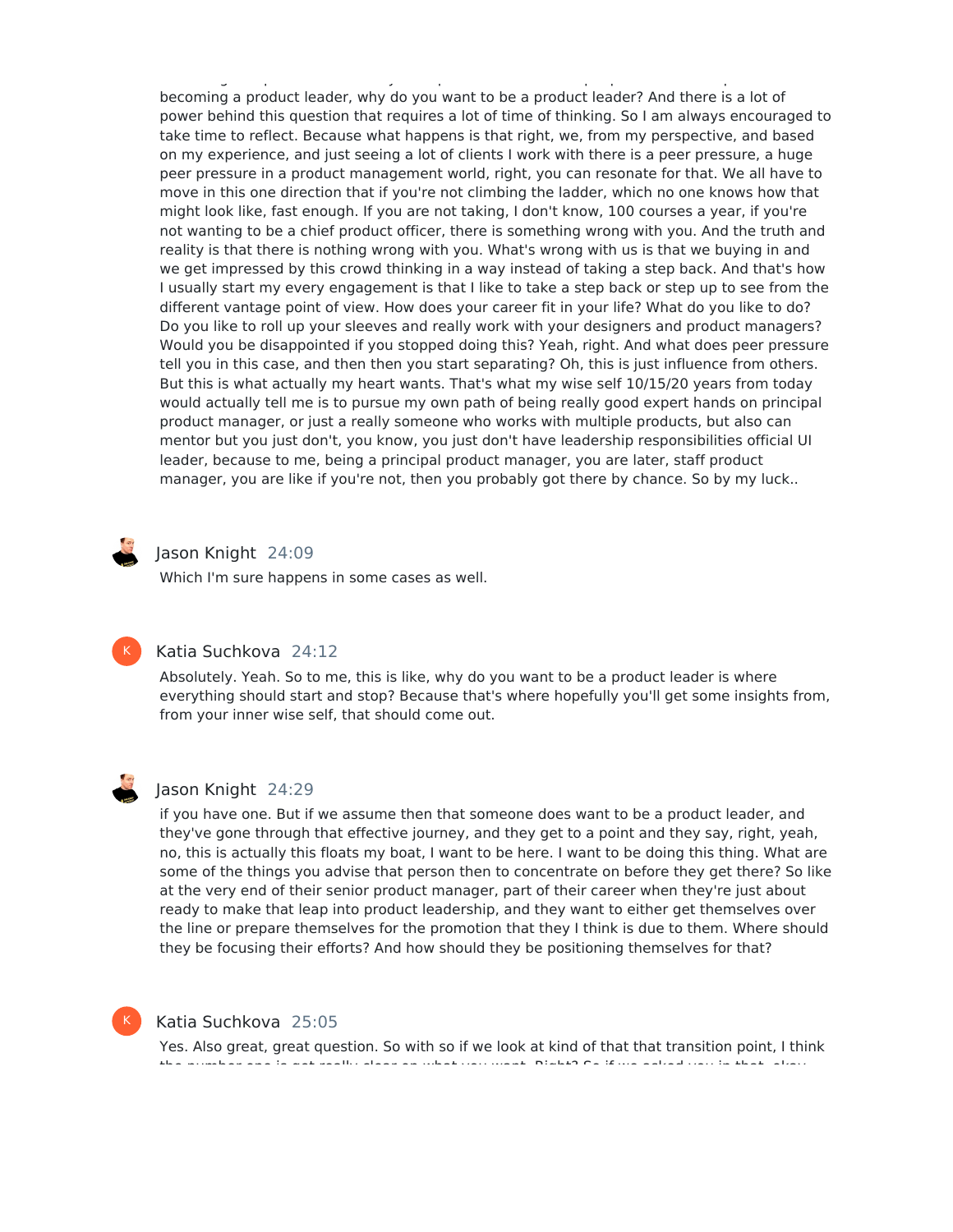becoming a product leader, why do you want to be a product leader? And there is a lot of power behind this question that requires a lot of time of thinking. So I am always encouraged to take time to reflect. Because what happens is that right, we, from my perspective, and based on my experience, and just seeing a lot of clients I work with there is a peer pressure, a huge peer pressure in a product management world, right, you can resonate for that. We all have to move in this one direction that if you're not climbing the ladder, which no one knows how that might look like, fast enough. If you are not taking, I don't know, 100 courses a year, if you're not wanting to be a chief product officer, there is something wrong with you. And the truth and reality is that there is nothing wrong with you. What's wrong with us is that we buying in and we get impressed by this crowd thinking in a way instead of taking a step back. And that's how I usually start my every engagement is that I like to take a step back or step up to see from the different vantage point of view. How does your career fit in your life? What do you like to do? Do you like to roll up your sleeves and really work with your designers and product managers? Would you be disappointed if you stopped doing this? Yeah, right. And what does peer pressure tell you in this case, and then then you start separating? Oh, this is just influence from others. But this is what actually my heart wants. That's what my wise self 10/15/20 years from today would actually tell me is to pursue my own path of being really good expert hands on principal product manager, or just a really someone who works with multiple products, but also can mentor but you just don't, you know, you just don't have leadership responsibilities official UI leader, because to me, being a principal product manager, you are later, staff product manager, you are like if you're not, then you probably got there by chance. So by my luck..

**Jason Knight** 24:09

Which I'm sure happens in some cases as well.

**Katia Suchkova** 24:12

Absolutely. Yeah. So to me, this is like, why do you want to be a product leader is where everything should start and stop? Because that's where hopefully you'll get some insights from, from your inner wise self, that should come out.

**Jason Knight** 24:29

if you have one. But if we assume then that someone does want to be a product leader, and they've gone through that effective journey, and they get to a point and they say, right, yeah, no, this is actually this floats my boat, I want to be here. I want to be doing this thing. What are some of the things you advise that person then to concentrate on before they get there? So like at the very end of their senior product manager, part of their career when they're just about ready to make that leap into product leadership, and they want to either get themselves over the line or prepare themselves for the promotion that they I think is due to them. Where should they be focusing their efforts? And how should they be positioning themselves for that?

**Katia Suchkova** 25:05

Yes. Also great, great question. So with so if we look at kind of that that transition point, I think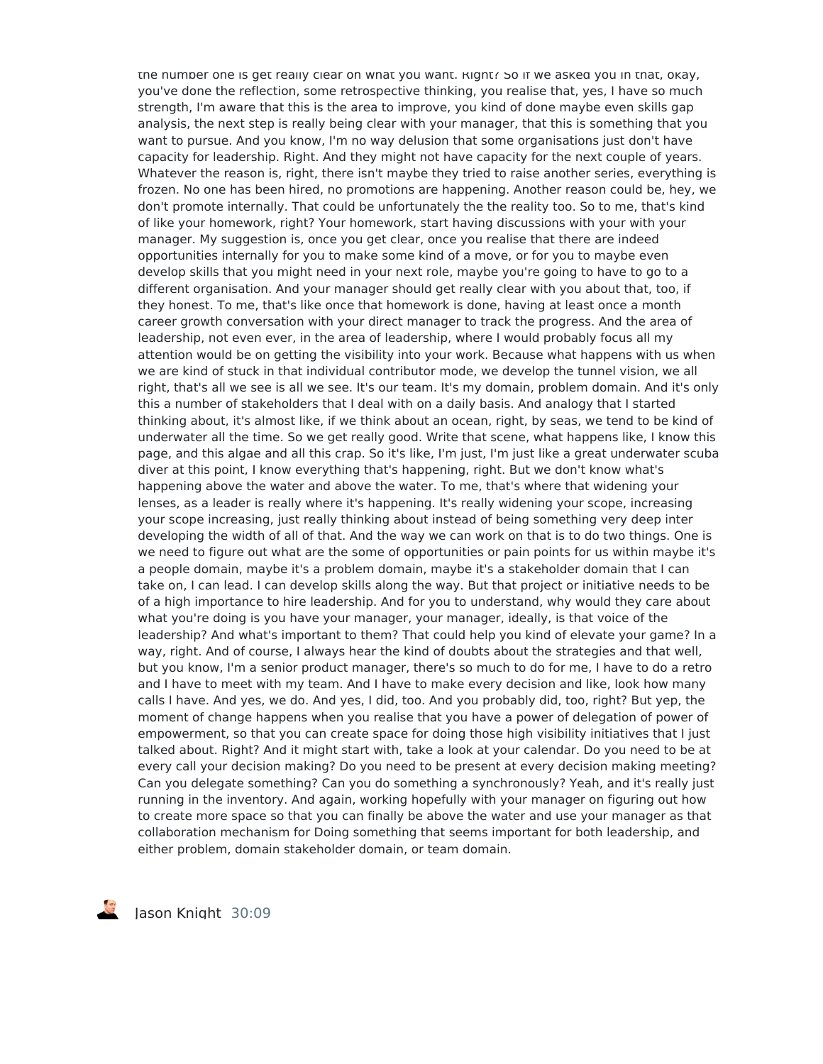the number one is get really clear on what you want. Right? So if we asked you in that, okay, you've done the reflection, some retrospective thinking, you realise that, yes, I have so much strength, I'm aware that this is the area to improve, you kind of done maybe even skills gap analysis, the next step is really being clear with your manager, that this is something that you want to pursue. And you know, I'm no way delusion that some organisations just don't have capacity for leadership. Right. And they might not have capacity for the next couple of years. Whatever the reason is, right, there isn't maybe they tried to raise another series, everything is frozen. No one has been hired, no promotions are happening. Another reason could be, hey, we don't promote internally. That could be unfortunately the the reality too. So to me, that's kind of like your homework, right? Your homework, start having discussions with your with your manager. My suggestion is, once you get clear, once you realise that there are indeed opportunities internally for you to make some kind of a move, or for you to maybe even develop skills that you might need in your next role, maybe you're going to have to go to a different organisation. And your manager should get really clear with you about that, too, if they honest. To me, that's like once that homework is done, having at least once a month career growth conversation with your direct manager to track the progress. And the area of leadership, not even ever, in the area of leadership, where I would probably focus all my attention would be on getting the visibility into your work. Because what happens with us when we are kind of stuck in that individual contributor mode, we develop the tunnel vision, we all right, that's all we see is all we see. It's our team. It's my domain, problem domain. And it's only this a number of stakeholders that I deal with on a daily basis. And analogy that I started thinking about, it's almost like, if we think about an ocean, right, by seas, we tend to be kind of underwater all the time. So we get really good. Write that scene, what happens like, I know this page, and this algae and all this crap. So it's like, I'm just, I'm just like a great underwater scuba diver at this point, I know everything that's happening, right. But we don't know what's happening above the water and above the water. To me, that's where that widening your lenses, as a leader is really where it's happening. It's really widening your scope, increasing your scope increasing, just really thinking about instead of being something very deep inter developing the width of all of that. And the way we can work on that is to do two things. One is we need to figure out what are the some of opportunities or pain points for us within maybe it's a people domain, maybe it's a problem domain, maybe it's a stakeholder domain that I can take on, I can lead. I can develop skills along the way. But that project or initiative needs to be of a high importance to hire leadership. And for you to understand, why would they care about what you're doing is you have your manager, your manager, ideally, is that voice of the leadership? And what's important to them? That could help you kind of elevate your game? In a way, right. And of course, I always hear the kind of doubts about the strategies and that well, but you know, I'm a senior product manager, there's so much to do for me, I have to do a retro and I have to meet with my team. And I have to make every decision and like, look how many calls I have. And yes, we do. And yes, I did, too. And you probably did, too, right? But yep, the moment of change happens when you realise that you have a power of delegation of power of empowerment, so that you can create space for doing those high visibility initiatives that I just talked about. Right? And it might start with, take a look at your calendar. Do you need to be at every call your decision making? Do you need to be present at every decision making meeting? Can you delegate something? Can you do something a synchronously? Yeah, and it's really just running in the inventory. And again, working hopefully with your manager on figuring out how to create more space so that you can finally be above the water and use your manager as that collaboration mechanism for Doing something that seems important for both leadership, and either problem, domain stakeholder domain, or team domain.

Jason Knight 30:09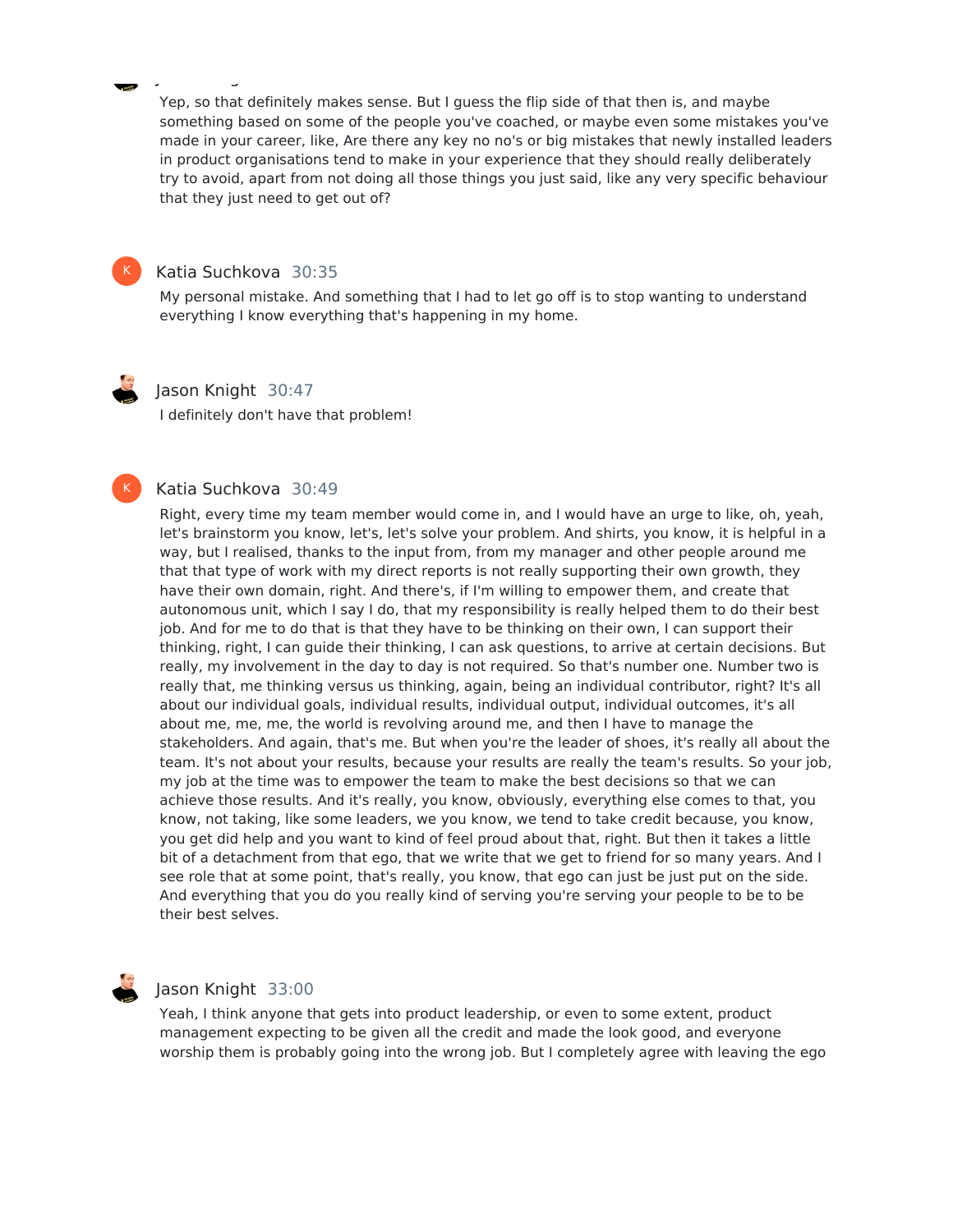Yep, so that definitely makes sense. But I guess the flip side of that then is, and maybe something based on some of the people you've coached, or maybe even some mistakes you've made in your career, like, Are there any key no no's or big mistakes that newly installed leaders in product organisations tend to make in your experience that they should really deliberately try to avoid, apart from not doing all those things you just said, like any very specific behaviour that they just need to get out of?

**Katia Suchkova** 30:35

My personal mistake. And something that I had to let go off is to stop wanting to understand everything I know everything that's happening in my home.

**Jason Knight** 30:47

I definitely don't have that problem!

**Katia Suchkova** 30:49

Right, every time my team member would come in, and I would have an urge to like, oh, yeah, let's brainstorm you know, let's, let's solve your problem. And shirts, you know, it is helpful in a way, but I realised, thanks to the input from, from my manager and other people around me that that type of work with my direct reports is not really supporting their own growth, they have their own domain, right. And there's, if I'm willing to empower them, and create that autonomous unit, which I say I do, that my responsibility is really helped them to do their best job. And for me to do that is that they have to be thinking on their own, I can support their thinking, right, I can guide their thinking, I can ask questions, to arrive at certain decisions. But really, my involvement in the day to day is not required. So that's number one. Number two is really that, me thinking versus us thinking, again, being an individual contributor, right? It's all about our individual goals, individual results, individual output, individual outcomes, it's all about me, me, me, the world is revolving around me, and then I have to manage the stakeholders. And again, that's me. But when you're the leader of shoes, it's really all about the team. It's not about your results, because your results are really the team's results. So your job, my job at the time was to empower the team to make the best decisions so that we can achieve those results. And it's really, you know, obviously, everything else comes to that, you know, not taking, like some leaders, we you know, we tend to take credit because, you know, you get did help and you want to kind of feel proud about that, right. But then it takes a little bit of a detachment from that ego, that we write that we get to friend for so many years. And I see role that at some point, that's really, you know, that ego can just be just put on the side. And everything that you do you really kind of serving you're serving your people to be to be their best selves.

**Jason Knight** 33:00

Yeah, I think anyone that gets into product leadership, or even to some extent, product management expecting to be given all the credit and made the look good, and everyone worship them is probably going into the wrong job. But I completely agree with leaving the ego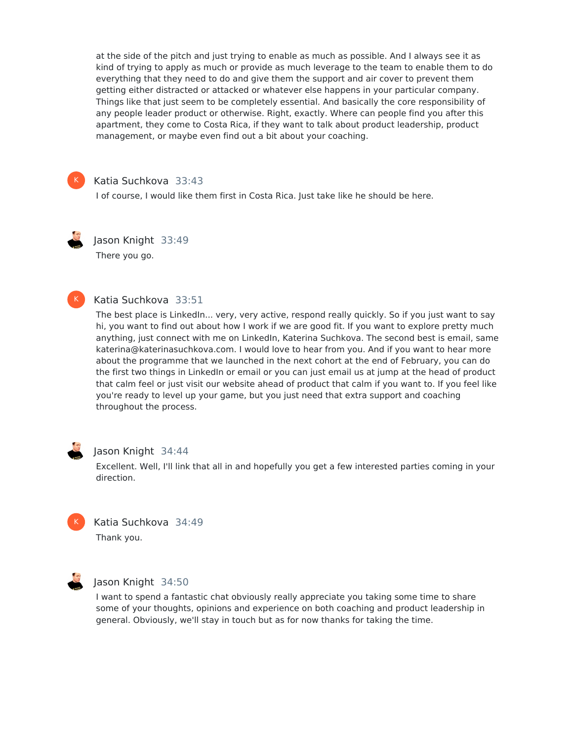at the side of the pitch and just trying to enable as much as possible. And I always see it as kind of trying to apply as much or provide as much leverage to the team to enable them to do everything that they need to do and give them the support and air cover to prevent them getting either distracted or attacked or whatever else happens in your particular company. Things like that just seem to be completely essential. And basically the core responsibility of any people leader product or otherwise. Right, exactly. Where can people find you after this apartment, they come to Costa Rica, if they want to talk about product leadership, product management, or maybe even find out a bit about your coaching.

**Katia Suchkova** 33:43

I of course, I would like them first in Costa Rica. Just take like he should be here.

**Jason Knight** 33:49

There you go.

**Katia Suchkova** 33:51

The best place is LinkedIn... very, very active, respond really quickly. So if you just want to say hi, you want to find out about how I work if we are good fit. If you want to explore pretty much anything, just connect with me on LinkedIn, Katerina Suchkova. The second best is email, same katerina@katerinasuchkova.com. I would love to hear from you. And if you want to hear more about the programme that we launched in the next cohort at the end of February, you can do the first two things in LinkedIn or email or you can just email us at jump at the head of product that calm feel or just visit our website ahead of product that calm if you want to. If you feel like you're ready to level up your game, but you just need that extra support and coaching throughout the process.

**Jason Knight** 34:44

Excellent. Well, I'll link that all in and hopefully you get a few interested parties coming in your direction.

**Katia Suchkova** 34:49

Thank you.

**Jason Knight** 34:50

I want to spend a fantastic chat obviously really appreciate you taking some time to share some of your thoughts, opinions and experience on both coaching and product leadership in general. Obviously, we'll stay in touch but as for now thanks for taking the time.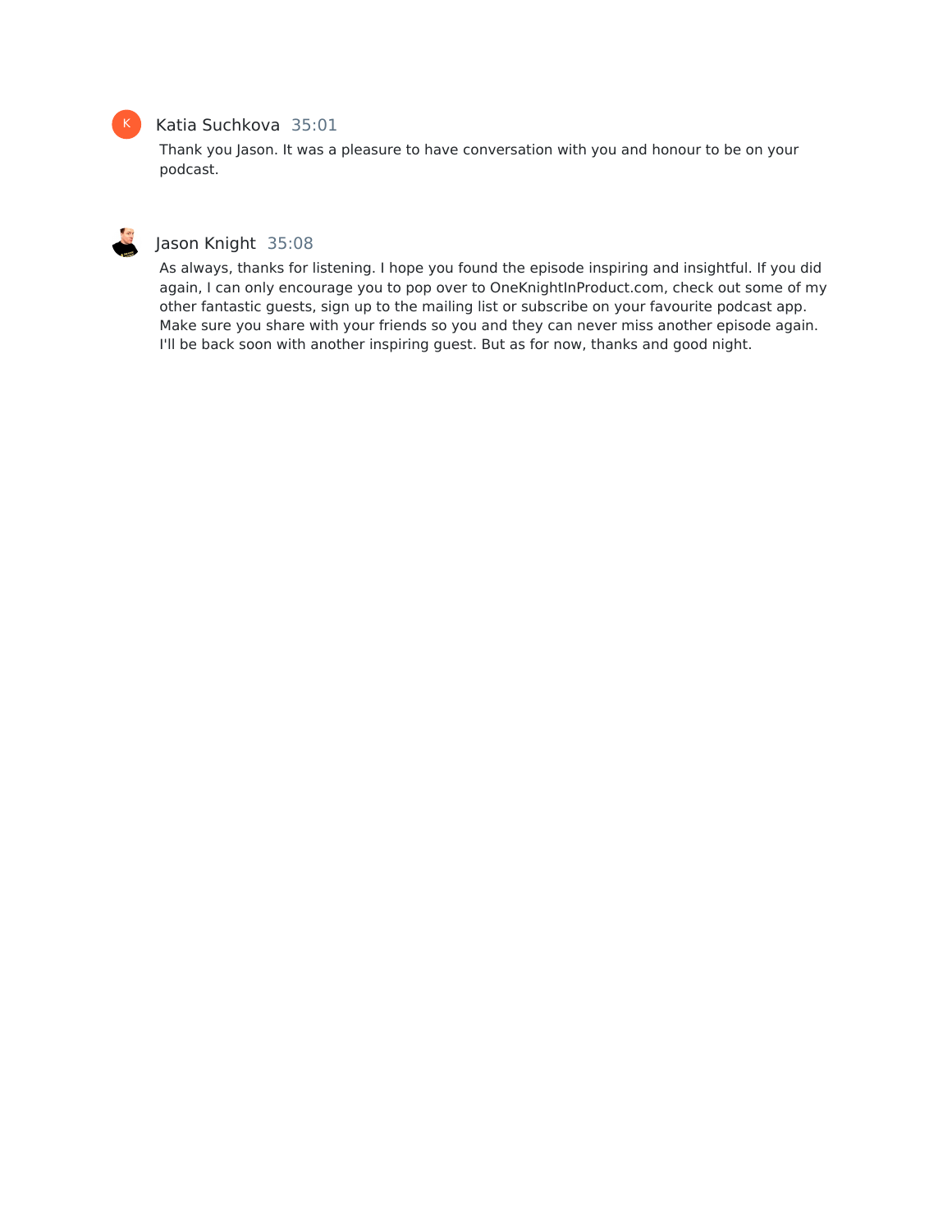Katia Suchkova 35:01

Thank you Jason. It was a pleasure to have conversation with you and honour to be on your podcast.

Jason Knight 35:08

As always, thanks for listening. I hope you found the episode inspiring and insightful. If you did again, I can only encourage you to pop over to OneKnightInProduct.com, check out some of my other fantastic guests, sign up to the mailing list or subscribe on your favourite podcast app. Make sure you share with your friends so you and they can never miss another episode again. I'll be back soon with another inspiring guest. But as for now, thanks and good night.